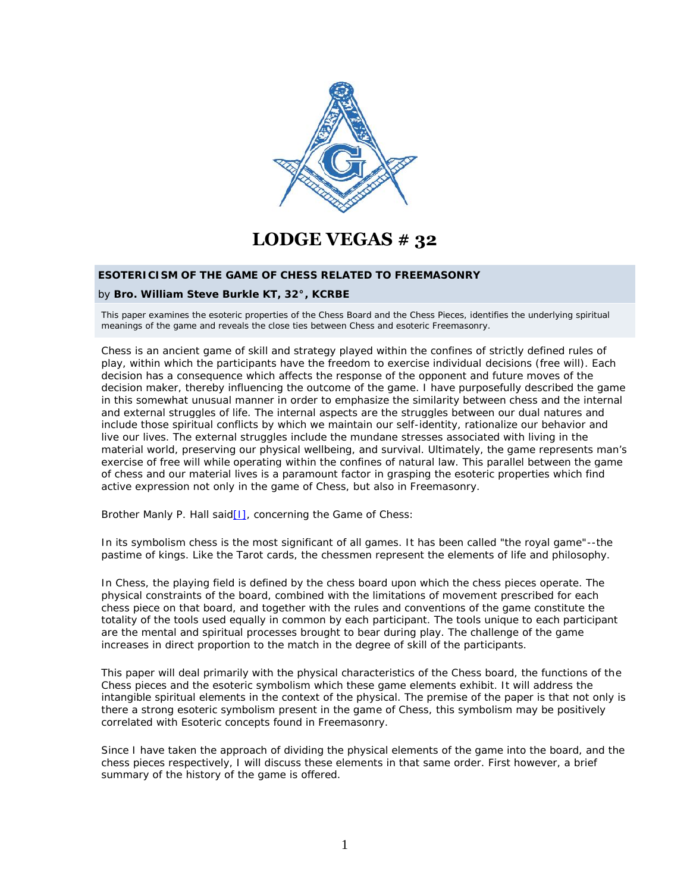# LODGE VEGAS # 32

## ESOTERICISM OF THE GAME OF CHESS RELATED TO FREEMASONRY

by **Bro. William Steve Burkle KT, 32°, KCRBE**

This paper examines the esoteric properties of the Chess Board and the Chess Pieces, identifies the underlying spiritual meanings of the game and reveals the close ties between Chess and esoteric Freemasonry.

Chess is an ancient game of skill and strategy played within the confines of strictly defined rules of play, within which the participants have the freedom to exercise individual decisions (free will). Each decision has a consequence which affects the response of the opponent and future moves of the decision maker, thereby influencing the outcome of the game. I have purposefully described the game in this somewhat unusual manner in order to emphasize the similarity between chess and the internal and external struggles of life. The internal aspects are the struggles between our dual natures and include those spiritual conflicts by which we maintain our self-identity, rationalize our behavior and live our lives. The external struggles include the mundane stresses associated with living in the material world, preserving our physical wellbeing, and survival. Ultimately, the game represents man's exercise of free will while operating within the confines of natural law. This parallel between the game of chess and our material lives is a paramount factor in grasping the esoteric properties which find active expression not only in the game of Chess, but also in Freemasonry.

Brother Manly P. Hall said[I], concerning the Game of Chess:

*In its symbolism chess is the most significant of all games. It has been called "the royal game"--the pastime of kings. Like the Tarot cards, the chessmen represent the elements of life and philosophy.*

In Chess, the playing field is defined by the chess board upon which the chess pieces operate. The physical constraints of the board, combined with the limitations of movement prescribed for each chess piece on that board, and together with the rules and conventions of the game constitute the totality of the tools used equally in common by each participant. The tools unique to each participant are the mental and spiritual processes brought to bear during play. The challenge of the game increases in direct proportion to the match in the degree of skill of the participants.

This paper will deal primarily with the physical characteristics of the Chess board, the functions of the Chess pieces and the esoteric symbolism which these game elements exhibit. It will address the intangible spiritual elements in the context of the physical. The premise of the paper is that not only is there a strong esoteric symbolism present in the game of Chess, this symbolism may be positively correlated with Esoteric concepts found in Freemasonry.

Since I have taken the approach of dividing the physical elements of the game into the board, and the chess pieces respectively, I will discuss these elements in that same order. First however, a brief summary of the history of the game is offered.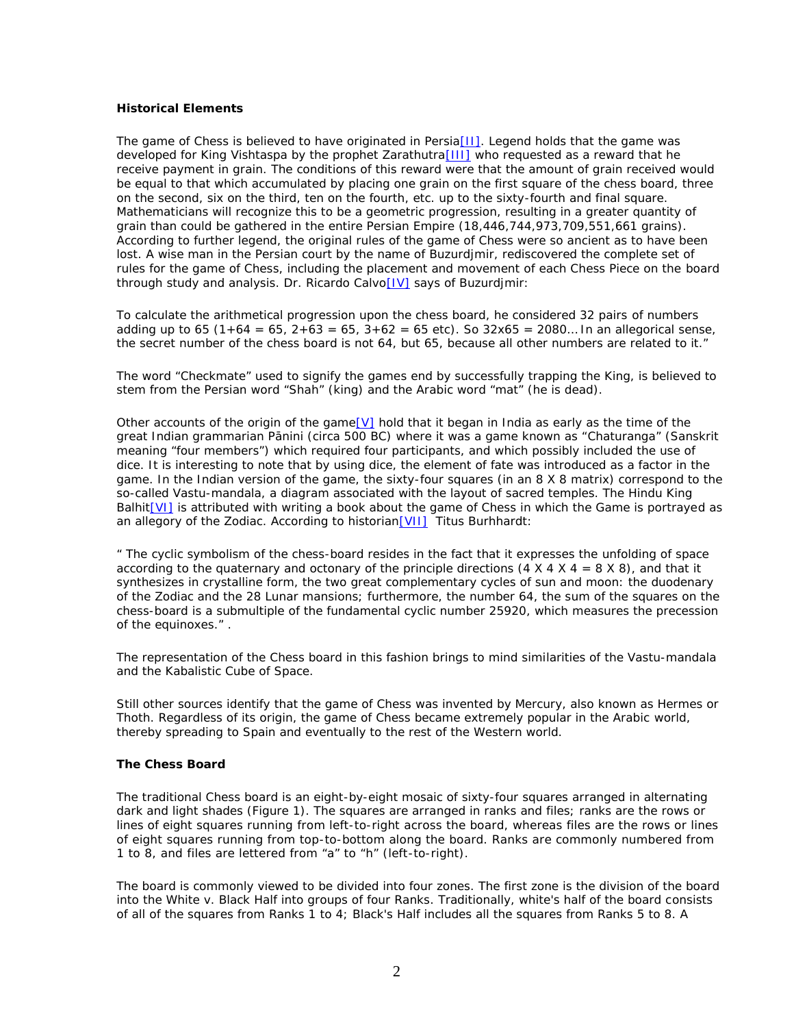**Historical Elements**

The game of Chess is believed to have originated in Persia[II]. Legend holds that the game was developed for King Vishtaspa by the prophet Zarathutra[III] who requested as a reward that he receive payment in grain. The conditions of this reward were that the amount of grain received would be equal to that which accumulated by placing one grain on the first square of the chess board, three on the second, six on the third, ten on the fourth, etc. up to the sixty-fourth and final square. Mathematicians will recognize this to be a geometric progression, resulting in a greater quantity of grain than could be gathered in the entire Persian Empire (18,446,744,973,709,551,661 grains). According to further legend, the original rules of the game of Chess were so ancient as to have been lost. A wise man in the Persian court by the name of Buzurdjmir, rediscovered the complete set of rules for the game of Chess, including the placement and movement of each Chess Piece on the board through study and analysis. Dr. Ricardo Calvo[IV] says of Buzurdjmir:

To calculate the arithmetical progression upon the chess board, he considered 32 pairs of numbers adding up to 65 (1+64 = 65, 2+63 = 65, 3+62 = 65 etc). So 32x65 = 2080… In an allegorical sense, the secret number of the chess board is not 64, but 65, because all other numbers are related to it."

The word "Checkmate" used to signify the games end by successfully trapping the King, is believed to stem from the Persian word "Shah" (king) and the Arabic word "mat" (he is dead).

Other accounts of the origin of the game[V] hold that it began in India as early as the time of the great Indian grammarian Pānini (circa 500 BC) where it was a game known as "Chaturanga" (Sanskrit meaning "four members") which required four participants, and which possibly included the use of dice. It is interesting to note that by using dice, the element of fate was introduced as a factor in the game. In the Indian version of the game, the sixty-four squares (in an 8 X 8 matrix) correspond to the so-called Vastu-mandala, a diagram associated with the layout of sacred temples. The Hindu King Balhit[VI] is attributed with writing a book about the game of Chess in which the Game is portrayed as an allegory of the Zodiac. According to historian[VII] Titus Burhhardt:

" The cyclic symbolism of the chess-board resides in the fact that it expresses the unfolding of space according to the quaternary and octonary of the principle directions (4 X 4 X 4 = 8 X 8), and that it synthesizes in crystalline form, the two great complementary cycles of sun and moon: the duodenary of the Zodiac and the 28 Lunar mansions; furthermore, the number 64, the sum of the squares on the chess-board is a submultiple of the fundamental cyclic number 25920, which measures the precession of the equinoxes." .

The representation of the Chess board in this fashion brings to mind similarities of the Vastu-mandala and the Kabalistic Cube of Space.

Still other sources identify that the game of Chess was invented by Mercury, also known as Hermes or Thoth. Regardless of its origin, the game of Chess became extremely popular in the Arabic world, thereby spreading to Spain and eventually to the rest of the Western world.

**The Chess Board**

The traditional Chess board is an eight-by-eight mosaic of sixty-four squares arranged in alternating dark and light shades (Figure 1). The squares are arranged in ranks and files; ranks are the rows or lines of eight squares running from left-to-right across the board, whereas files are the rows or lines of eight squares running from top-to-bottom along the board. Ranks are commonly numbered from 1 to 8, and files are lettered from "a" to "h" (left-to-right).

The board is commonly viewed to be divided into four zones. The first zone is the division of the board into the White v. Black Half into groups of four Ranks. Traditionally, white's half of the board consists of all of the squares from Ranks 1 to 4; Black's Half includes all the squares from Ranks 5 to 8. A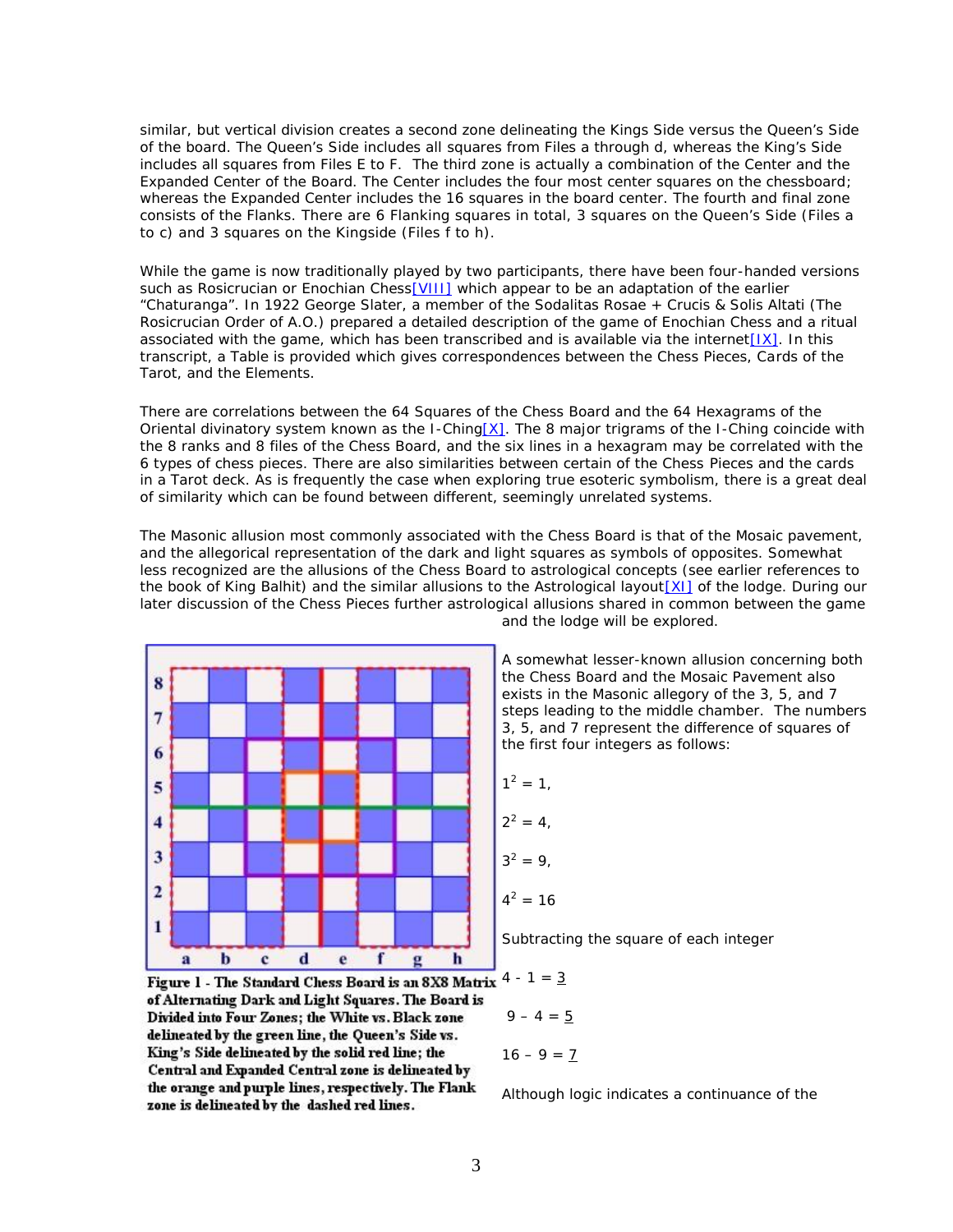similar, but vertical division creates a second zone delineating the Kings Side versus the Queen's Side of the board. The Queen's Side includes all squares from Files a through d, whereas the King's Side includes all squares from Files E to F. The third zone is actually a combination of the Center and the Expanded Center of the Board. The Center includes the four most center squares on the chessboard; whereas the Expanded Center includes the 16 squares in the board center. The fourth and final zone consists of the Flanks. There are 6 Flanking squares in total, 3 squares on the Queen's Side (Files a to c) and 3 squares on the Kingside (Files f to h).

While the game is now traditionally played by two participants, there have been four-handed versions such as Rosicrucian or Enochian Chess[VIII] which appear to be an adaptation of the earlier "Chaturanga". In 1922 George Slater, a member of the Sodalitas Rosae + Crucis & Solis Altati (The Rosicrucian Order of A.O.) prepared a detailed description of the game of Enochian Chess and a ritual associated with the game, which has been transcribed and is available via the internet[IX]. In this transcript, a Table is provided which gives correspondences between the Chess Pieces, Cards of the Tarot, and the Elements.

There are correlations between the 64 Squares of the Chess Board and the 64 Hexagrams of the Oriental divinatory system known as the I-Ching[X]. The 8 major trigrams of the I-Ching coincide with the 8 ranks and 8 files of the Chess Board, and the six lines in a hexagram may be correlated with the 6 types of chess pieces. There are also similarities between certain of the Chess Pieces and the cards in a Tarot deck. As is frequently the case when exploring true esoteric symbolism, there is a great deal of similarity which can be found between different, seemingly unrelated systems.

The Masonic allusion most commonly associated with the Chess Board is that of the Mosaic pavement, and the allegorical representation of the dark and light squares as symbols of opposites. Somewhat less recognized are the allusions of the Chess Board to astrological concepts (see earlier references to the book of King Balhit) and the similar allusions to the Astrological layout[XI] of the lodge. During our later discussion of the Chess Pieces further astrological allusions shared in common between the game and the lodge will be explored.

**Figure 1 - The Standard Chess Board is an 8X8 Matrix of Alternating Dark and Light Squares. The Board is Divided into Four Zones; the White vs. Black zone delineated by the green line, the Queen's Side vs. King's Side delineated by the solid red line; the Central and Expanded Central zone is delineated by the orange and purple lines, respectively. The Flank zone is delineated by the dashed red lines.**

A somewhat lesser-known allusion concerning both the Chess Board and the Mosaic Pavement also exists in the Masonic allegory of the 3, 5, and 7 steps leading to the middle chamber. The numbers 3, 5, and 7 represent the difference of squares of the first four integers as follows:

$1^2 = 1$,

$2^2 = 4$,

$3^2 = 9$,

$4^2 = 16$

Subtracting the square of each integer

$4 - 1 = \underline{3}$

$9 - 4 = \underline{5}$

$16 - 9 = \underline{7}$

Although logic indicates a continuance of the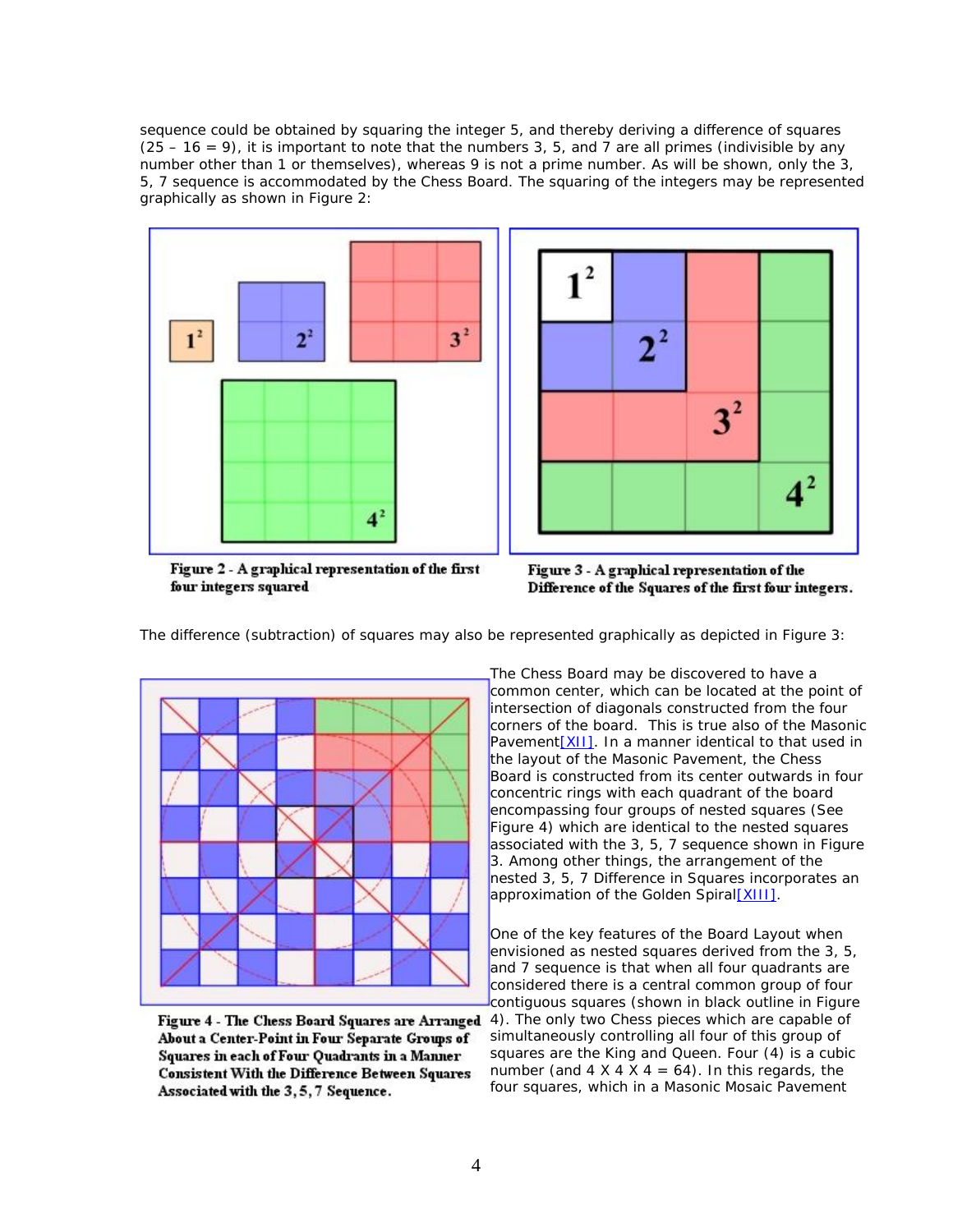sequence could be obtained by squaring the integer 5, and thereby deriving a difference of squares (25 – 16 = 9), it is important to note that the numbers 3, 5, and 7 are all primes (indivisible by any number other than 1 or themselves), whereas 9 is not a prime number. As will be shown, only the 3, 5, 7 sequence is accommodated by the Chess Board. The squaring of the integers may be represented graphically as shown in Figure 2:

**Figure 2 - A graphical representation of the first four integers squared**

**Figure 3 - A graphical representation of the Difference of the Squares of the first four integers.**

The difference (subtraction) of squares may also be represented graphically as depicted in Figure 3:

**Figure 4 - The Chess Board Squares are Arranged About a Center-Point in Four Separate Groups of Squares in each of Four Quadrants in a Manner Consistent With the Difference Between Squares Associated with the 3, 5, 7 Sequence.**

The Chess Board may be discovered to have a common center, which can be located at the point of intersection of diagonals constructed from the four corners of the board. This is true also of the Masonic Pavement[XII]. In a manner identical to that used in the layout of the Masonic Pavement, the Chess Board is constructed from its center outwards in four concentric rings with each quadrant of the board encompassing four groups of nested squares (See Figure 4) which are identical to the nested squares associated with the 3, 5, 7 sequence shown in Figure 3. Among other things, the arrangement of the nested 3, 5, 7 Difference in Squares incorporates an approximation of the Golden Spiral[XIII].

One of the key features of the Board Layout when envisioned as nested squares derived from the 3, 5, and 7 sequence is that when all four quadrants are considered there is a central common group of four contiguous squares (shown in black outline in Figure 4). The only two Chess pieces which are capable of simultaneously controlling all four of this group of squares are the King and Queen. Four (4) is a cubic number (and 4 X 4 X 4 = 64). In this regards, the four squares, which in a Masonic Mosaic Pavement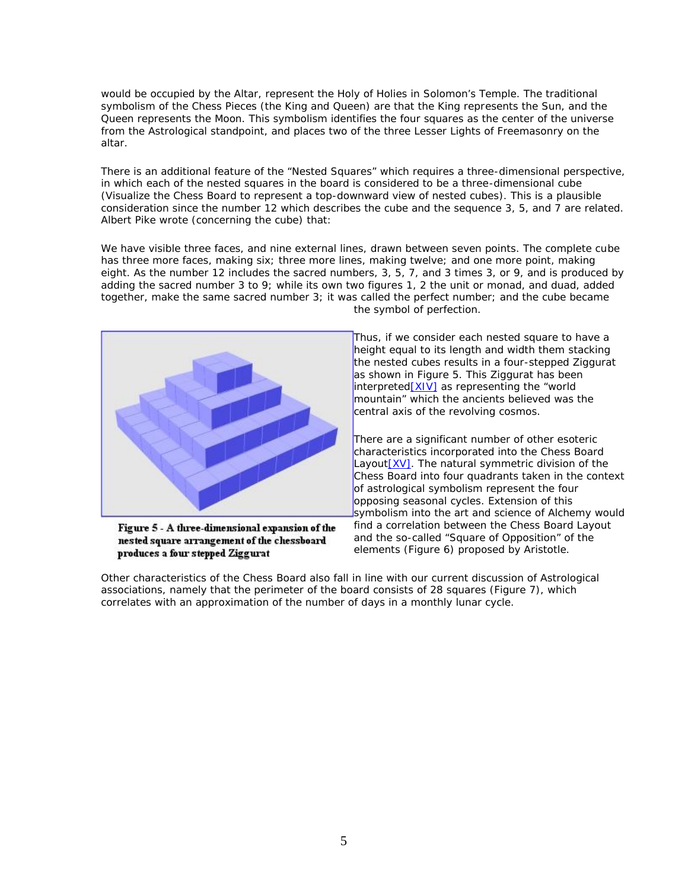would be occupied by the Altar, represent the Holy of Holies in Solomon's Temple. The traditional symbolism of the Chess Pieces (the King and Queen) are that the King represents the Sun, and the Queen represents the Moon. This symbolism identifies the four squares as the center of the universe from the Astrological standpoint, and places two of the three Lesser Lights of Freemasonry on the altar.

There is an additional feature of the "Nested Squares" which requires a three-dimensional perspective, in which each of the nested squares in the board is considered to be a three-dimensional cube (Visualize the Chess Board to represent a top-downward view of nested cubes). This is a plausible consideration since the number 12 which describes the cube and the sequence 3, 5, and 7 are related. Albert Pike wrote (concerning the cube) that:

We have visible three faces, and nine external lines, drawn between seven points. The complete cube has three more faces, making six; three more lines, making twelve; and one more point, making eight. As the number 12 includes the sacred numbers, 3, 5, 7, and 3 times 3, or 9, and is produced by adding the sacred number 3 to 9; while its own two figures 1, 2 the unit or monad, and duad, added together, make the same sacred number 3; it was called the perfect number; and the cube became the symbol of perfection.

**Figure 5 - A three-dimensional expansion of the nested square arrangement of the chessboard produces a four stepped Ziggurat**

Thus, if we consider each nested square to have a height equal to its length and width them stacking the nested cubes results in a four-stepped Ziggurat as shown in Figure 5. This Ziggurat has been interpreted[XIV] as representing the "world mountain" which the ancients believed was the central axis of the revolving cosmos.

There are a significant number of other esoteric characteristics incorporated into the Chess Board Layout[XV]. The natural symmetric division of the Chess Board into four quadrants taken in the context of astrological symbolism represent the four opposing seasonal cycles. Extension of this symbolism into the art and science of Alchemy would find a correlation between the Chess Board Layout and the so-called "Square of Opposition" of the elements (Figure 6) proposed by Aristotle.

Other characteristics of the Chess Board also fall in line with our current discussion of Astrological associations, namely that the perimeter of the board consists of 28 squares (Figure 7), which correlates with an approximation of the number of days in a monthly lunar cycle.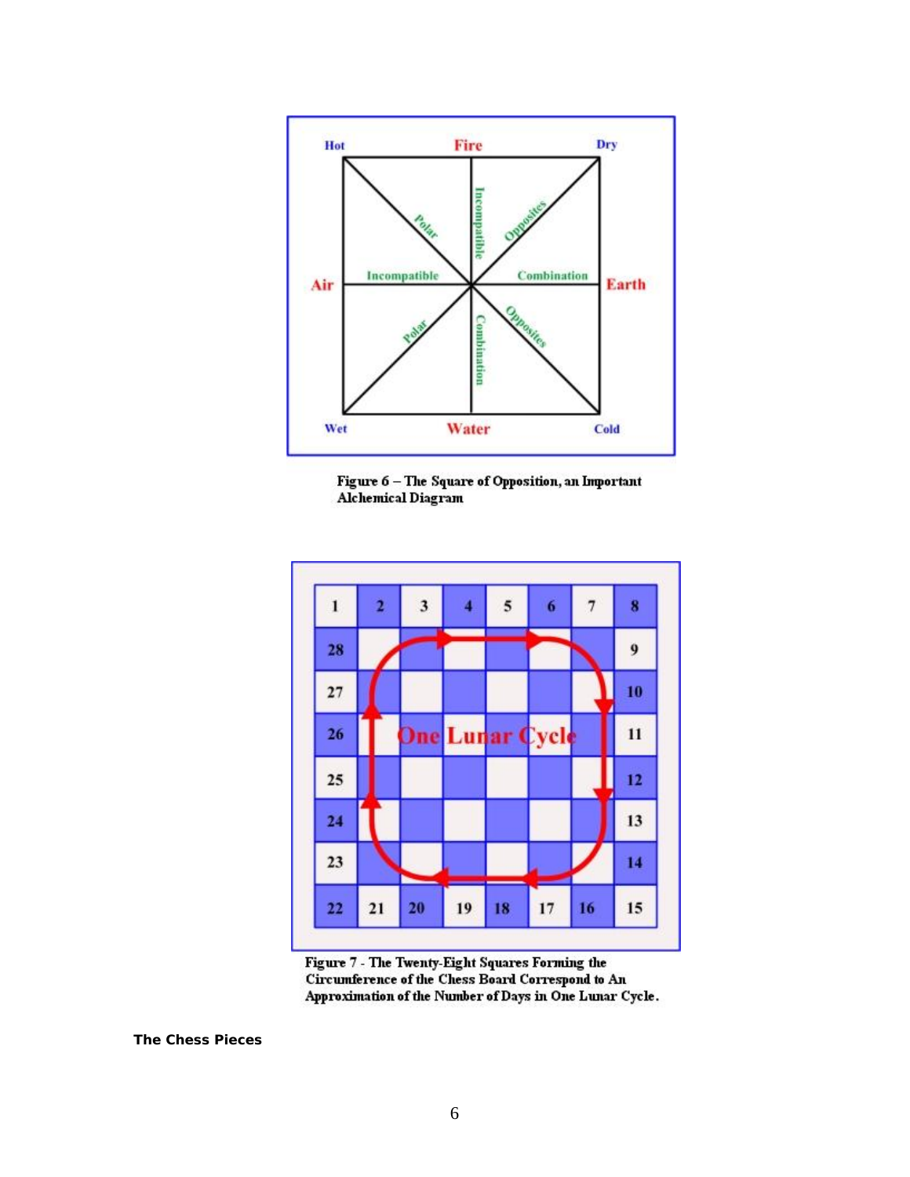Figure 6 – The Square of Opposition, an Important Alchemical Diagram

Figure 7 - The Twenty-Eight Squares Forming the Circumference of the Chess Board Correspond to An Approximation of the Number of Days in One Lunar Cycle.

**The Chess Pieces**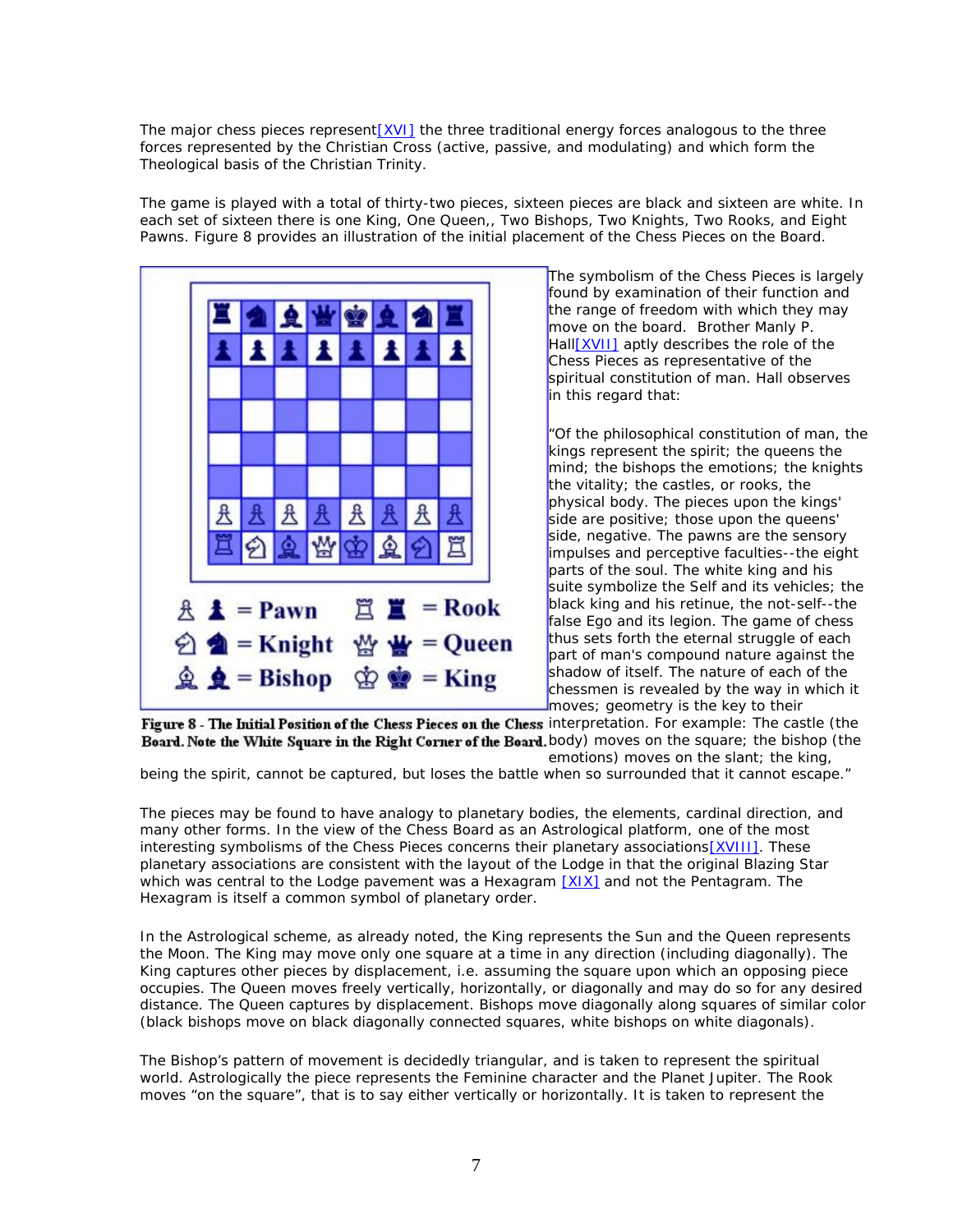The major chess pieces represent[XVI] the three traditional energy forces analogous to the three forces represented by the Christian Cross (active, passive, and modulating) and which form the Theological basis of the Christian Trinity.

The game is played with a total of thirty-two pieces, sixteen pieces are black and sixteen are white. In each set of sixteen there is one King, One Queen,, Two Bishops, Two Knights, Two Rooks, and Eight Pawns. Figure 8 provides an illustration of the initial placement of the Chess Pieces on the Board.

Figure 8 - The Initial Position of the Chess Pieces on the Chess Board. Note the White Square in the Right Corner of the Board.

The symbolism of the Chess Pieces is largely found by examination of their function and the range of freedom with which they may move on the board. Brother Manly P. Hall[XVII] aptly describes the role of the Chess Pieces as representative of the spiritual constitution of man. Hall observes in this regard that:

"Of the philosophical constitution of man, the kings represent the spirit; the queens the mind; the bishops the emotions; the knights the vitality; the castles, or rooks, the physical body. The pieces upon the kings' side are positive; those upon the queens' side, negative. The pawns are the sensory impulses and perceptive faculties--the eight parts of the soul. The white king and his suite symbolize the Self and its vehicles; the black king and his retinue, the not-self--the false Ego and its legion. The game of chess thus sets forth the eternal struggle of each part of man's compound nature against the shadow of itself. The nature of each of the chessmen is revealed by the way in which it moves; geometry is the key to their interpretation. For example: The castle (the body) moves on the square; the bishop (the emotions) moves on the slant; the king, being the spirit, cannot be captured, but loses the battle when so surrounded that it cannot escape."

The pieces may be found to have analogy to planetary bodies, the elements, cardinal direction, and many other forms. In the view of the Chess Board as an Astrological platform, one of the most interesting symbolisms of the Chess Pieces concerns their planetary associations[XVIII]. These planetary associations are consistent with the layout of the Lodge in that the original Blazing Star which was central to the Lodge pavement was a Hexagram [XIX] and not the Pentagram. The Hexagram is itself a common symbol of planetary order.

In the Astrological scheme, as already noted, the King represents the Sun and the Queen represents the Moon. The King may move only one square at a time in any direction (including diagonally). The King captures other pieces by displacement, i.e. assuming the square upon which an opposing piece occupies. The Queen moves freely vertically, horizontally, or diagonally and may do so for any desired distance. The Queen captures by displacement. Bishops move diagonally along squares of similar color (black bishops move on black diagonally connected squares, white bishops on white diagonals).

The Bishop's pattern of movement is decidedly triangular, and is taken to represent the spiritual world. Astrologically the piece represents the Feminine character and the Planet Jupiter. The Rook moves "on the square", that is to say either vertically or horizontally. It is taken to represent the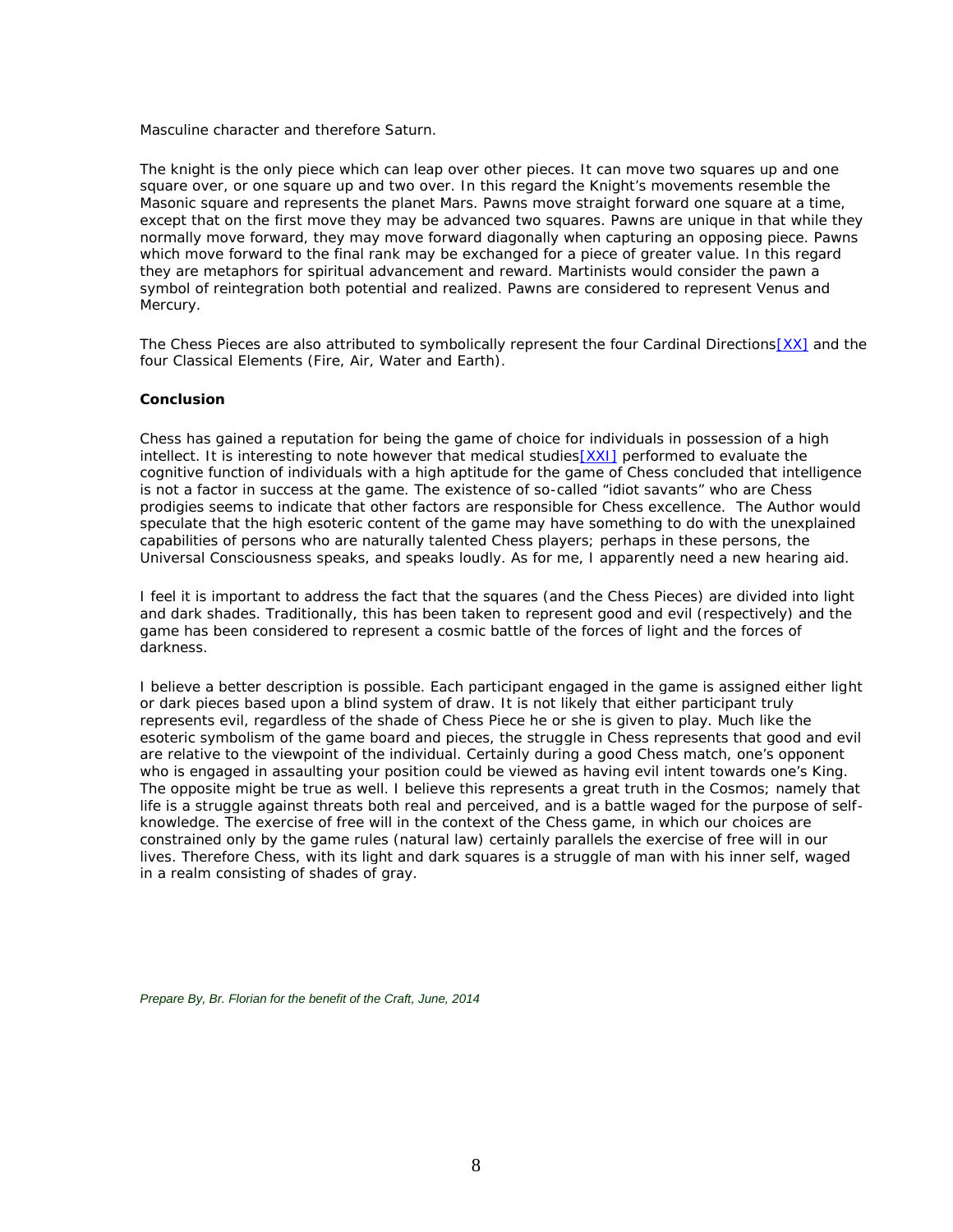Masculine character and therefore Saturn.

The knight is the only piece which can leap over other pieces. It can move two squares up and one square over, or one square up and two over. In this regard the Knight's movements resemble the Masonic square and represents the planet Mars. Pawns move straight forward one square at a time, except that on the first move they may be advanced two squares. Pawns are unique in that while they normally move forward, they may move forward diagonally when capturing an opposing piece. Pawns which move forward to the final rank may be exchanged for a piece of greater value. In this regard they are metaphors for spiritual advancement and reward. Martinists would consider the pawn a symbol of reintegration both potential and realized. Pawns are considered to represent Venus and Mercury.

The Chess Pieces are also attributed to symbolically represent the four Cardinal Directions[XX] and the four Classical Elements (Fire, Air, Water and Earth).

**Conclusion**

Chess has gained a reputation for being the game of choice for individuals in possession of a high intellect. It is interesting to note however that medical studies[XXI] performed to evaluate the cognitive function of individuals with a high aptitude for the game of Chess concluded that intelligence is not a factor in success at the game. The existence of so-called "idiot savants" who are Chess prodigies seems to indicate that other factors are responsible for Chess excellence. The Author would speculate that the high esoteric content of the game may have something to do with the unexplained capabilities of persons who are naturally talented Chess players; perhaps in these persons, the Universal Consciousness speaks, and speaks loudly. As for me, I apparently need a new hearing aid.

I feel it is important to address the fact that the squares (and the Chess Pieces) are divided into light and dark shades. Traditionally, this has been taken to represent good and evil (respectively) and the game has been considered to represent a cosmic battle of the forces of light and the forces of darkness.

I believe a better description is possible. Each participant engaged in the game is assigned either light or dark pieces based upon a blind system of draw. It is not likely that either participant truly represents evil, regardless of the shade of Chess Piece he or she is given to play. Much like the esoteric symbolism of the game board and pieces, the struggle in Chess represents that good and evil are relative to the viewpoint of the individual. Certainly during a good Chess match, one's opponent who is engaged in assaulting your position could be viewed as having evil intent towards one's King. The opposite might be true as well. I believe this represents a great truth in the Cosmos; namely that life is a struggle against threats both real and perceived, and is a battle waged for the purpose of self-knowledge. The exercise of free will in the context of the Chess game, in which our choices are constrained only by the game rules (natural law) certainly parallels the exercise of free will in our lives. Therefore Chess, with its light and dark squares is a struggle of man with his inner self, waged in a realm consisting of shades of gray.

*Prepare By, Br. Florian for the benefit of the Craft, June, 2014*